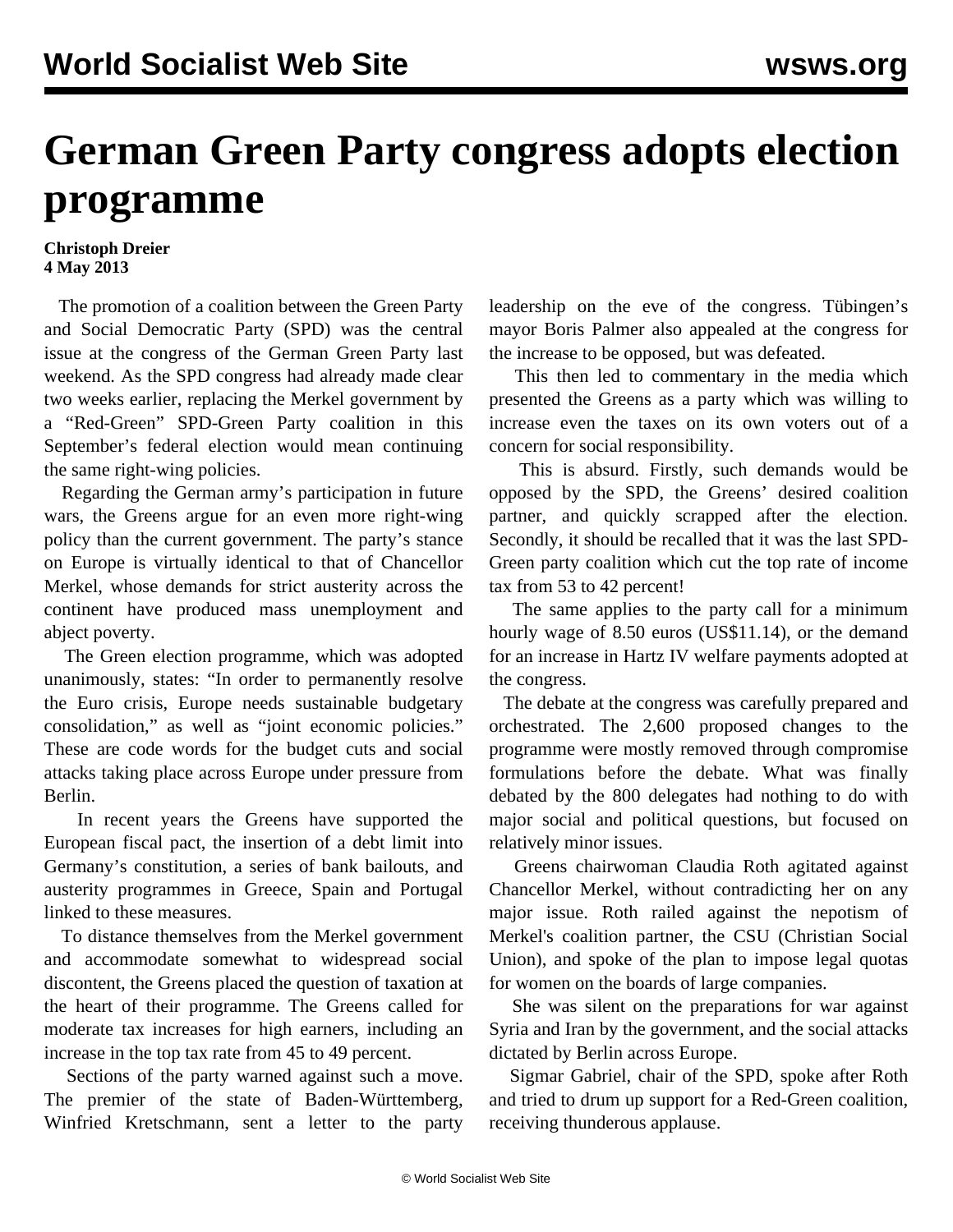# German Green Party congress adopts election programme

**Christoph Dreier**
**4 May 2013**

The promotion of a coalition between the Green Party and Social Democratic Party (SPD) was the central issue at the congress of the German Green Party last weekend. As the SPD congress had already made clear two weeks earlier, replacing the Merkel government by a "Red-Green" SPD-Green Party coalition in this September's federal election would mean continuing the same right-wing policies.

Regarding the German army's participation in future wars, the Greens argue for an even more right-wing policy than the current government. The party's stance on Europe is virtually identical to that of Chancellor Merkel, whose demands for strict austerity across the continent have produced mass unemployment and abject poverty.

The Green election programme, which was adopted unanimously, states: "In order to permanently resolve the Euro crisis, Europe needs sustainable budgetary consolidation," as well as "joint economic policies." These are code words for the budget cuts and social attacks taking place across Europe under pressure from Berlin.

In recent years the Greens have supported the European fiscal pact, the insertion of a debt limit into Germany's constitution, a series of bank bailouts, and austerity programmes in Greece, Spain and Portugal linked to these measures.

To distance themselves from the Merkel government and accommodate somewhat to widespread social discontent, the Greens placed the question of taxation at the heart of their programme. The Greens called for moderate tax increases for high earners, including an increase in the top tax rate from 45 to 49 percent.

Sections of the party warned against such a move. The premier of the state of Baden-Württemberg, Winfried Kretschmann, sent a letter to the party leadership on the eve of the congress. Tübingen's mayor Boris Palmer also appealed at the congress for the increase to be opposed, but was defeated.

This then led to commentary in the media which presented the Greens as a party which was willing to increase even the taxes on its own voters out of a concern for social responsibility.

This is absurd. Firstly, such demands would be opposed by the SPD, the Greens' desired coalition partner, and quickly scrapped after the election. Secondly, it should be recalled that it was the last SPD-Green party coalition which cut the top rate of income tax from 53 to 42 percent!

The same applies to the party call for a minimum hourly wage of 8.50 euros (US$11.14), or the demand for an increase in Hartz IV welfare payments adopted at the congress.

The debate at the congress was carefully prepared and orchestrated. The 2,600 proposed changes to the programme were mostly removed through compromise formulations before the debate. What was finally debated by the 800 delegates had nothing to do with major social and political questions, but focused on relatively minor issues.

Greens chairwoman Claudia Roth agitated against Chancellor Merkel, without contradicting her on any major issue. Roth railed against the nepotism of Merkel's coalition partner, the CSU (Christian Social Union), and spoke of the plan to impose legal quotas for women on the boards of large companies.

She was silent on the preparations for war against Syria and Iran by the government, and the social attacks dictated by Berlin across Europe.

Sigmar Gabriel, chair of the SPD, spoke after Roth and tried to drum up support for a Red-Green coalition, receiving thunderous applause.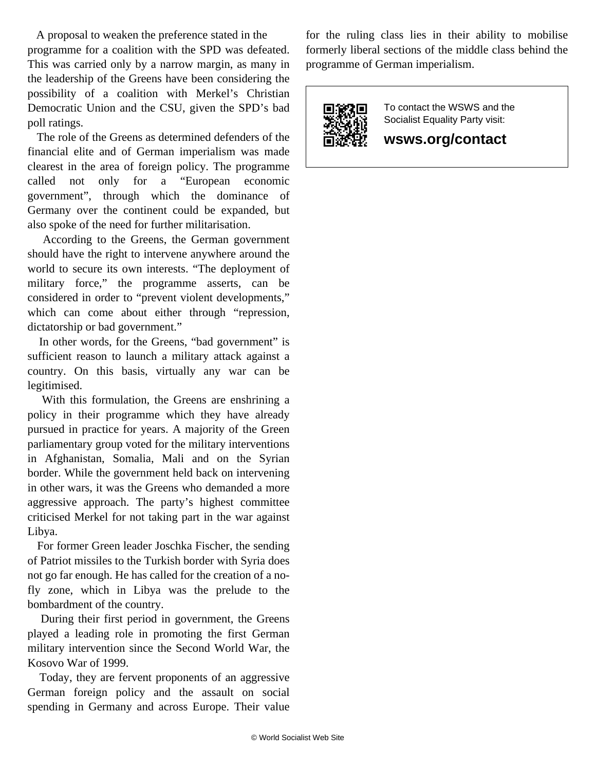A proposal to weaken the preference stated in the programme for a coalition with the SPD was defeated. This was carried only by a narrow margin, as many in the leadership of the Greens have been considering the possibility of a coalition with Merkel's Christian Democratic Union and the CSU, given the SPD's bad poll ratings.

The role of the Greens as determined defenders of the financial elite and of German imperialism was made clearest in the area of foreign policy. The programme called not only for a "European economic government", through which the dominance of Germany over the continent could be expanded, but also spoke of the need for further militarisation.

According to the Greens, the German government should have the right to intervene anywhere around the world to secure its own interests. "The deployment of military force," the programme asserts, can be considered in order to "prevent violent developments," which can come about either through "repression, dictatorship or bad government."

In other words, for the Greens, "bad government" is sufficient reason to launch a military attack against a country. On this basis, virtually any war can be legitimised.

With this formulation, the Greens are enshrining a policy in their programme which they have already pursued in practice for years. A majority of the Green parliamentary group voted for the military interventions in Afghanistan, Somalia, Mali and on the Syrian border. While the government held back on intervening in other wars, it was the Greens who demanded a more aggressive approach. The party's highest committee criticised Merkel for not taking part in the war against Libya.

For former Green leader Joschka Fischer, the sending of Patriot missiles to the Turkish border with Syria does not go far enough. He has called for the creation of a no-fly zone, which in Libya was the prelude to the bombardment of the country.

During their first period in government, the Greens played a leading role in promoting the first German military intervention since the Second World War, the Kosovo War of 1999.

Today, they are fervent proponents of an aggressive German foreign policy and the assault on social spending in Germany and across Europe. Their value for the ruling class lies in their ability to mobilise formerly liberal sections of the middle class behind the programme of German imperialism.

To contact the WSWS and the Socialist Equality Party visit:

**wsws.org/contact**